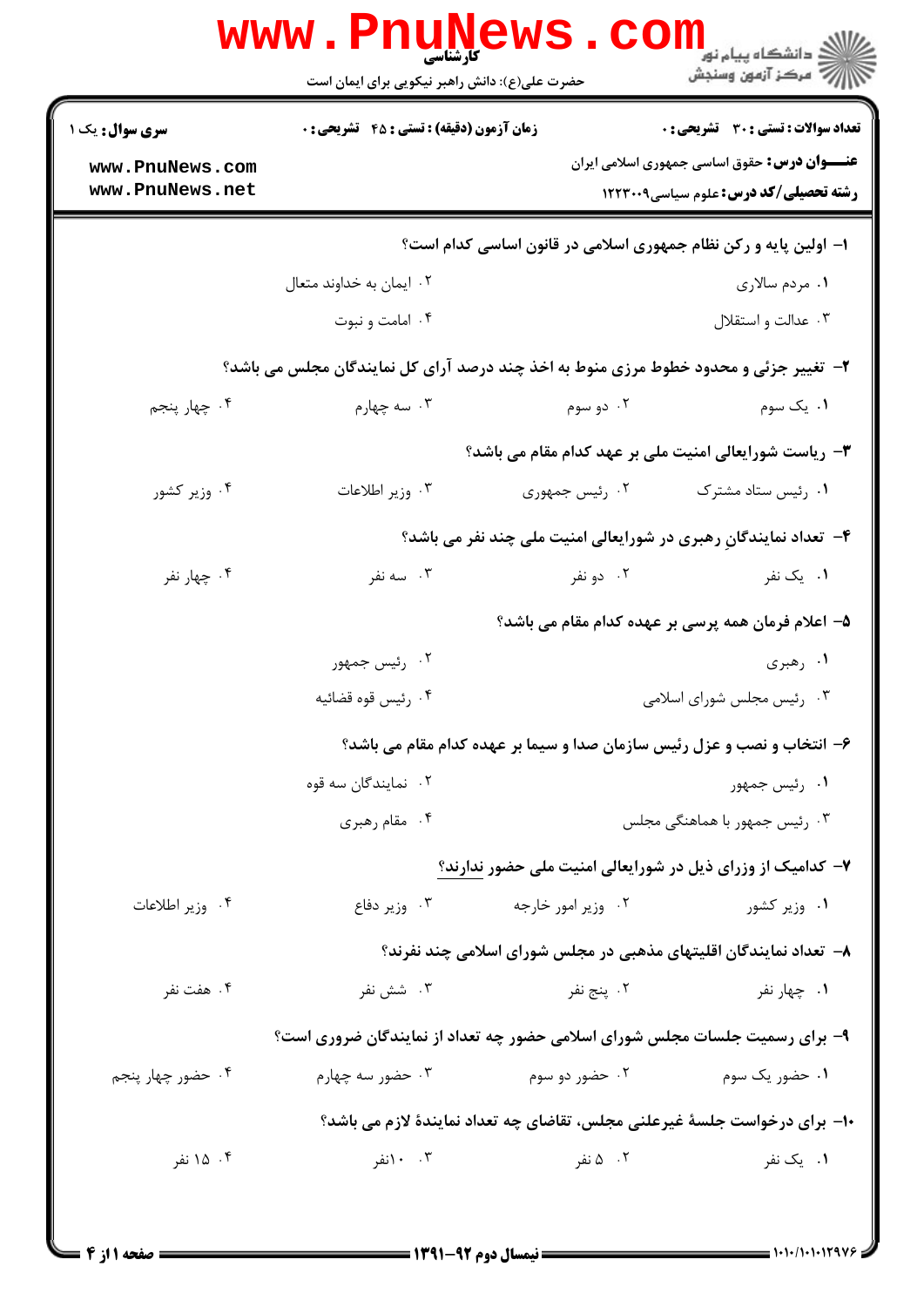**سری سوال:** یک ۱

**زمان آزمون (دقیقه) : تستی : ۴۵ تشریحی : ۰**

**تعداد سوالات : تستی : ۳۰ تشریحی : ۰**

**عنـــوان درس:** حقوق اساسی جمهوری اسلامی ایران

**رشته تحصیلی/کد درس:** علوم سیاسی۱۲۲۳۰۰۹

۱- اولین پایه و رکن نظام جمهوری اسلامی در قانون اساسی کدام است؟

۱. مردم سالاری
۲. ایمان به خداوند متعال
۳. عدالت و استقلال
۴. امامت و نبوت

۲- تغییر جزئی و محدود خطوط مرزی منوط به اخذ چند درصد آرای کل نمایندگان مجلس می باشد؟

۱. یک سوم
۲. دو سوم
۳. سه چهارم
۴. چهار پنجم

۳- ریاست شورایعالی امنیت ملی بر عهد کدام مقام می باشد؟

۱. رئیس ستاد مشترک
۲. رئیس جمهوری
۳. وزیر اطلاعات
۴. وزیر کشور

۴- تعداد نمایندگانِ رهبری در شورایعالی امنیت ملی چند نفر می باشد؟

۱. یک نفر
۲. دو نفر
۳. سه نفر
۴. چهار نفر

۵- اعلام فرمان همه پرسی بر عهده کدام مقام می باشد؟

۱. رهبری
۲. رئیس جمهور
۳. رئیس مجلس شورای اسلامی
۴. رئیس قوه قضائیه

۶- انتخاب و نصب و عزل رئیس سازمان صدا و سیما بر عهده کدام مقام می باشد؟

۱. رئیس جمهور
۲. نمایندگان سه قوه
۳. رئیس جمهور با هماهنگی مجلس
۴. مقام رهبری

۷- کدامیک از وزرای ذیل در شورایعالی امنیت ملی حضور ندارند؟

۱. وزیر کشور
۲. وزیر امور خارجه
۳. وزیر دفاع
۴. وزیر اطلاعات

۸- تعداد نمایندگان اقلیتهای مذهبی در مجلس شورای اسلامی چند نفرند؟

۱. چهار نفر
۲. پنج نفر
۳. شش نفر
۴. هفت نفر

۹- برای رسمیت جلسات مجلس شورای اسلامی حضور چه تعداد از نمایندگان ضروری است؟

۱. حضور یک سوم
۲. حضور دو سوم
۳. حضور سه چهارم
۴. حضور چهار پنجم

۱۰- برای درخواست جلسهٔ غیرعلنی مجلس، تقاضای چه تعداد نمایندهٔ لازم می باشد؟

۱. یک نفر
۲. ۵ نفر
۳. ۱۰نفر
۴. ۱۵ نفر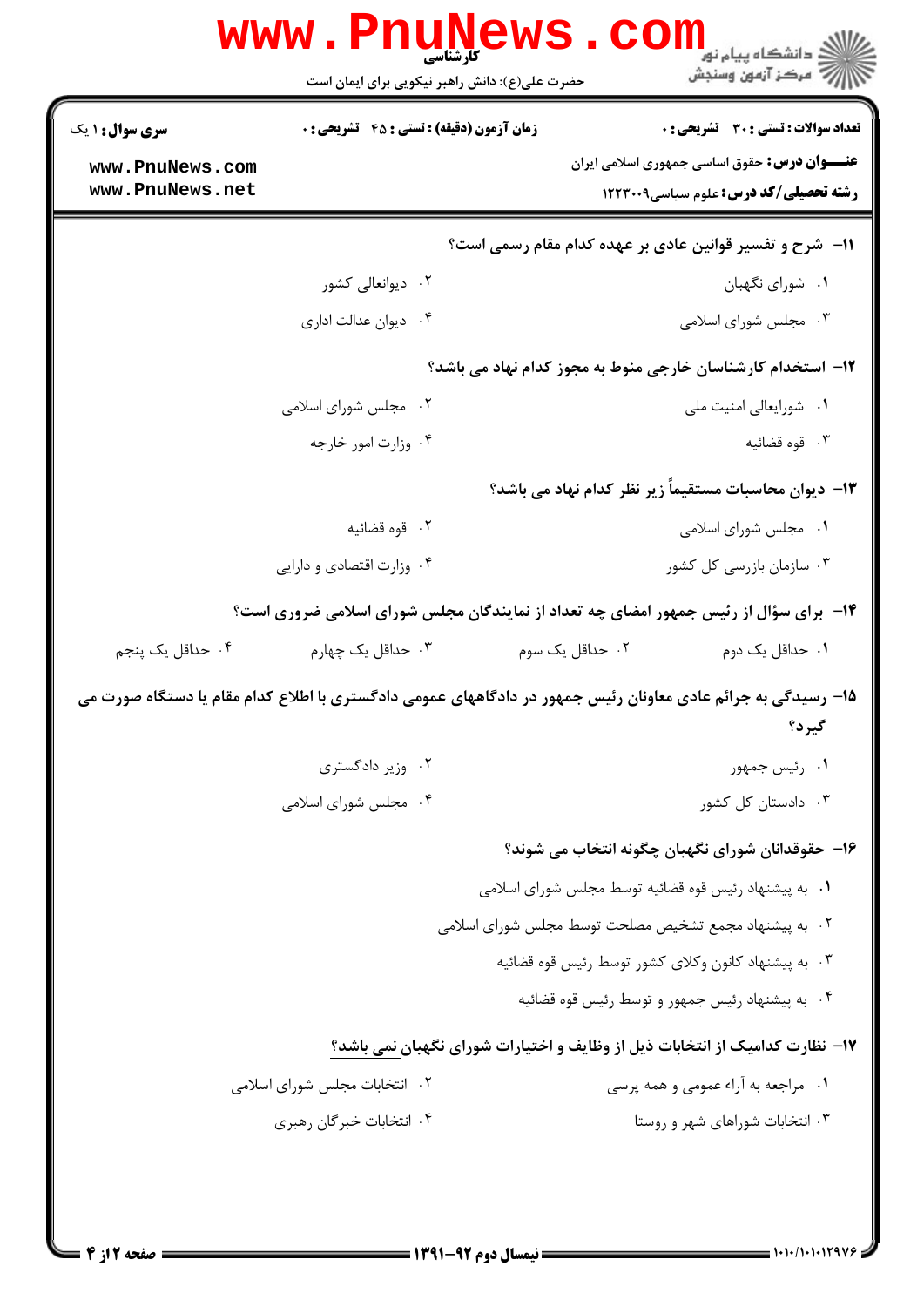**سری سوال:** ۱ یک

**زمان آزمون (دقیقه) : تستی :** ۴۵ **تشریحی :** ۰

**تعداد سوالات : تستی :** ۳۰ **تشریحی :** ۰

**عنـــوان درس:** حقوق اساسی جمهوری اسلامی ایران

**رشته تحصیلی/کد درس:** علوم سیاسی۱۲۲۳۰۰۹

**۱۱-** شرح و تفسیر قوانین عادی بر عهده کدام مقام رسمی است؟

۱. شورای نگهبان
۲. دیوانعالی کشور
۳. مجلس شورای اسلامی
۴. دیوان عدالت اداری

**۱۲-** استخدام کارشناسان خارجی منوط به مجوز کدام نهاد می باشد؟

۱. شورایعالی امنیت ملی
۲. مجلس شورای اسلامی
۳. قوه قضائیه
۴. وزارت امور خارجه

**۱۳-** دیوان محاسبات مستقیماً زیر نظر کدام نهاد می باشد؟

۱. مجلس شورای اسلامی
۲. قوه قضائیه
۳. سازمان بازرسی کل کشور
۴. وزارت اقتصادی و دارایی

**۱۴-** برای سؤال از رئیس جمهور امضای چه تعداد از نمایندگان مجلس شورای اسلامی ضروری است؟

۱. حداقل یک دوم
۲. حداقل یک سوم
۳. حداقل یک چهارم
۴. حداقل یک پنجم

**۱۵-** رسیدگی به جرائم عادی معاونان رئیس جمهور در دادگاههای عمومی دادگستری با اطلاع کدام مقام یا دستگاه صورت می گیرد؟

۱. رئیس جمهور
۲. وزیر دادگستری
۳. دادستان کل کشور
۴. مجلس شورای اسلامی

**۱۶-** حقوقدانان شورای نگهبان چگونه انتخاب می شوند؟

۱. به پیشنهاد رئیس قوه قضائیه توسط مجلس شورای اسلامی
۲. به پیشنهاد مجمع تشخیص مصلحت توسط مجلس شورای اسلامی
۳. به پیشنهاد کانون وکلای کشور توسط رئیس قوه قضائیه
۴. به پیشنهاد رئیس جمهور و توسط رئیس قوه قضائیه

**۱۷-** نظارت کدامیک از انتخابات ذیل از وظایف و اختیارات شورای نگهبان نمی باشد؟

۱. مراجعه به آراء عمومی و همه پرسی
۲. انتخابات مجلس شورای اسلامی
۳. انتخابات شوراهای شهر و روستا
۴. انتخابات خبرگان رهبری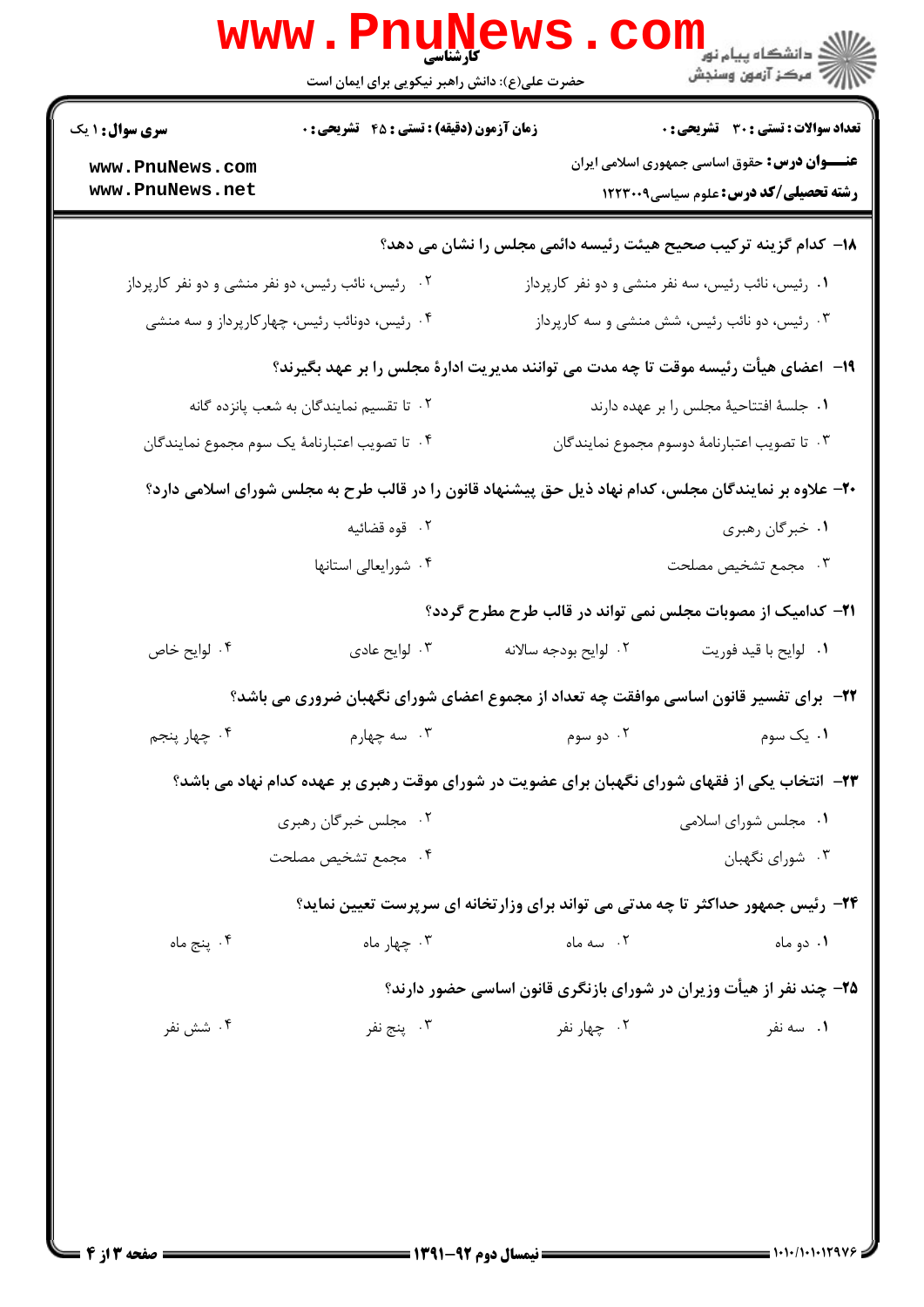**سری سوال:** ۱ یک

**زمان آزمون (دقیقه) : تستی : ۴۵ تشریحی : ۰**

**تعداد سوالات : تستی : ۳۰ تشریحی : ۰**

**عنـــوان درس:** حقوق اساسی جمهوری اسلامی ایران

**رشته تحصیلی/کد درس:** علوم سیاسی۱۲۲۳۰۰۹

**۱۸- کدام گزینه ترکیب صحیح هیئت رئیسه دائمی مجلس را نشان می دهد؟**

۱. رئیس، نائب رئیس، سه نفر منشی و دو نفر کارپرداز

۲. رئیس، نائب رئیس، دو نفر منشی و دو نفر کارپرداز

۳. رئیس، دو نائب رئیس، شش منشی و سه کارپرداز

۴. رئیس، دونائب رئیس، چهارکارپرداز و سه منشی

**۱۹- اعضای هیأت رئیسه موقت تا چه مدت می توانند مدیریت ادارهٔ مجلس را بر عهد بگیرند؟**

۱. جلسهٔ افتتاحیهٔ مجلس را بر عهده دارند

۲. تا تقسیم نمایندگان به شعب پانزده گانه

۳. تا تصویب اعتبارنامهٔ دوسوم مجموع نمایندگان

۴. تا تصویب اعتبارنامهٔ یک سوم مجموع نمایندگان

**۲۰- علاوه بر نمایندگان مجلس، کدام نهاد ذیل حق پیشنهاد قانون را در قالب طرح به مجلس شورای اسلامی دارد؟**

۱. خبرگان رهبری

۲. قوه قضائیه

۳. مجمع تشخیص مصلحت

۴. شورایعالی استانها

**۲۱- کدامیک از مصوبات مجلس نمی تواند در قالب طرح مطرح گردد؟**

۱. لوایح با قید فوریت

۲. لوایح بودجه سالانه

۳. لوایح عادی

۴. لوایح خاص

**۲۲- برای تفسیر قانون اساسی موافقت چه تعداد از مجموع اعضای شورای نگهبان ضروری می باشد؟**

۱. یک سوم

۲. دو سوم

۳. سه چهارم

۴. چهار پنجم

**۲۳- انتخاب یکی از فقهای شورای نگهبان برای عضویت در شورای موقت رهبری بر عهده کدام نهاد می باشد؟**

۱. مجلس شورای اسلامی

۲. مجلس خبرگان رهبری

۳. شورای نگهبان

۴. مجمع تشخیص مصلحت

**۲۴- رئیس جمهور حداکثر تا چه مدتی می تواند برای وزارتخانه ای سرپرست تعیین نماید؟**

۱. دو ماه

۲. سه ماه

۳. چهار ماه

۴. پنج ماه

**۲۵- چند نفر از هیأت وزیران در شورای بازنگری قانون اساسی حضور دارند؟**

۱. سه نفر

۲. چهار نفر

۳. پنج نفر

۴. شش نفر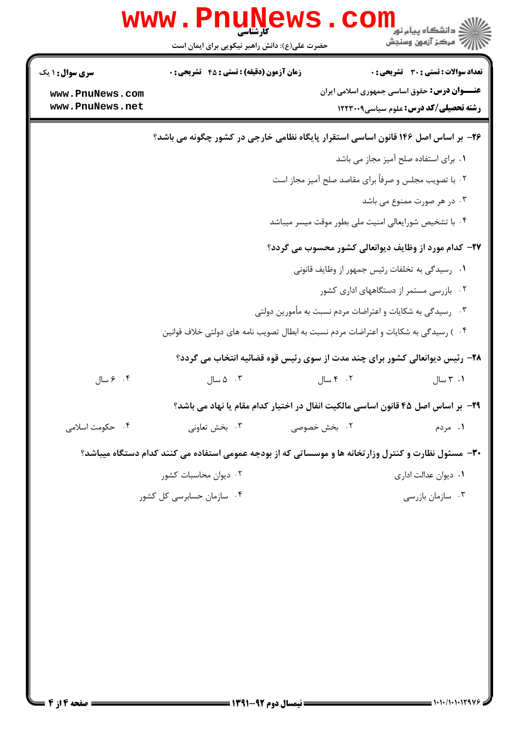۲۶- بر اساس اصل ۱۴۶ قانون اساسی استقرار پایگاه نظامی خارجی در کشور چگونه می باشد؟

۱. برای استفاده صلح آمیز مجاز می باشد

۲. با تصویب مجلس و صرفاً برای مقاصد صلح آمیز مجاز است

۳. در هر صورت ممنوع می باشد

۴. با تشخیص شورایعالی امنیت ملی بطور موقت میسر میباشد

۲۷- کدام مورد از وظایف دیوانعالی کشور محسوب می گردد؟

۱. رسیدگی به تخلفات رئیس جمهور از وظایف قانونی

۲. بازرسی مستمر از دستگاههای اداری کشور

۳. رسیدگی به شکایات و اعتراضات مردم نسبت به مأمورین دولتی

۴. ) رسیدگی به شکایات و اعتراضات مردم نسبت به ابطال تصویب نامه های دولتی خلاف قوانین

۲۸- رئیس دیوانعالی کشور برای چند مدت از سوی رئیس قوه قضائیه انتخاب می گردد؟

۱. ۳ سال
۲. ۴ سال
۳. ۵ سال
۴. ۶ سال

۲۹- بر اساس اصل ۴۵ قانون اساسی مالکیت انفال در اختیار کدام مقام یا نهاد می باشد؟

۱. مردم
۲. بخش خصوصی
۳. بخش تعاونی
۴. حکومت اسلامی

۳۰- مسئول نظارت و کنترل وزارتخانه ها و موسساتی که از بودجه عمومی استفاده می کنند کدام دستگاه میباشد؟

۱. دیوان عدالت اداری
۲. دیوان محاسبات کشور
۳. سازمان بازرسی
۴. سازمان حسابرسی کل کشور